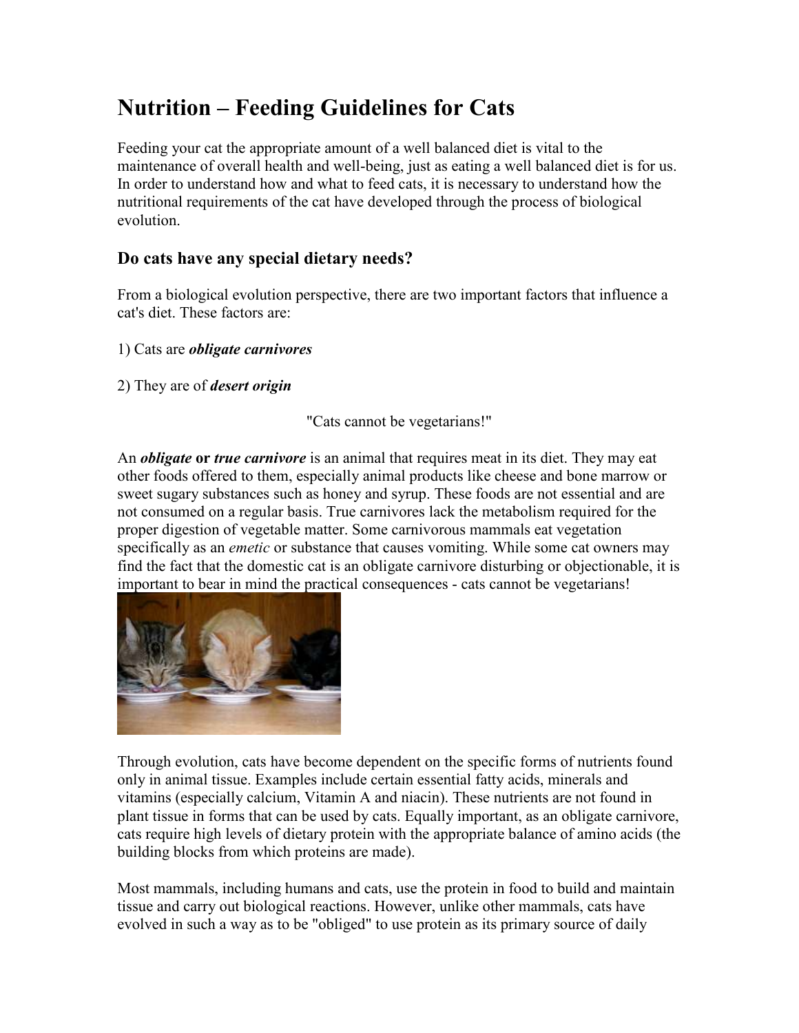# Nutrition – Feeding Guidelines for Cats

Feeding your cat the appropriate amount of a well balanced diet is vital to the maintenance of overall health and well-being, just as eating a well balanced diet is for us. In order to understand how and what to feed cats, it is necessary to understand how the nutritional requirements of the cat have developed through the process of biological evolution.

## Do cats have any special dietary needs?

From a biological evolution perspective, there are two important factors that influence a cat's diet. These factors are:

1) Cats are ***obligate carnivores***

2) They are of ***desert origin***

"Cats cannot be vegetarians!"

An ***obligate*** **or** ***true carnivore*** is an animal that requires meat in its diet. They may eat other foods offered to them, especially animal products like cheese and bone marrow or sweet sugary substances such as honey and syrup. These foods are not essential and are not consumed on a regular basis. True carnivores lack the metabolism required for the proper digestion of vegetable matter. Some carnivorous mammals eat vegetation specifically as an *emetic* or substance that causes vomiting. While some cat owners may find the fact that the domestic cat is an obligate carnivore disturbing or objectionable, it is important to bear in mind the practical consequences - cats cannot be vegetarians!

Through evolution, cats have become dependent on the specific forms of nutrients found only in animal tissue. Examples include certain essential fatty acids, minerals and vitamins (especially calcium, Vitamin A and niacin). These nutrients are not found in plant tissue in forms that can be used by cats. Equally important, as an obligate carnivore, cats require high levels of dietary protein with the appropriate balance of amino acids (the building blocks from which proteins are made).

Most mammals, including humans and cats, use the protein in food to build and maintain tissue and carry out biological reactions. However, unlike other mammals, cats have evolved in such a way as to be "obliged" to use protein as its primary source of daily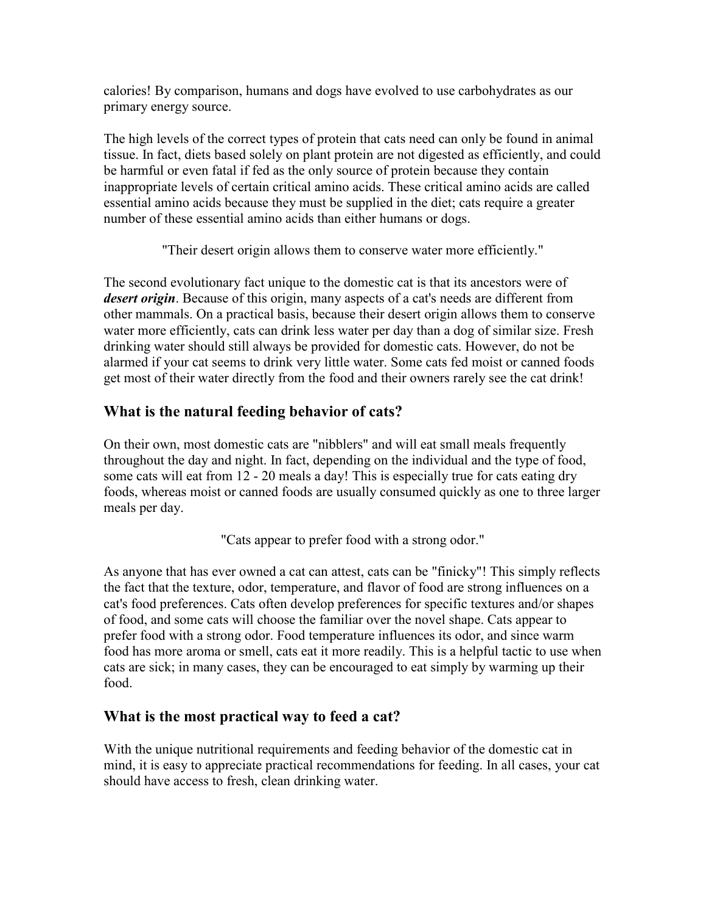calories! By comparison, humans and dogs have evolved to use carbohydrates as our primary energy source.

The high levels of the correct types of protein that cats need can only be found in animal tissue. In fact, diets based solely on plant protein are not digested as efficiently, and could be harmful or even fatal if fed as the only source of protein because they contain inappropriate levels of certain critical amino acids. These critical amino acids are called essential amino acids because they must be supplied in the diet; cats require a greater number of these essential amino acids than either humans or dogs.

"Their desert origin allows them to conserve water more efficiently."

The second evolutionary fact unique to the domestic cat is that its ancestors were of ***desert origin***. Because of this origin, many aspects of a cat's needs are different from other mammals. On a practical basis, because their desert origin allows them to conserve water more efficiently, cats can drink less water per day than a dog of similar size. Fresh drinking water should still always be provided for domestic cats. However, do not be alarmed if your cat seems to drink very little water. Some cats fed moist or canned foods get most of their water directly from the food and their owners rarely see the cat drink!

## What is the natural feeding behavior of cats?

On their own, most domestic cats are "nibblers" and will eat small meals frequently throughout the day and night. In fact, depending on the individual and the type of food, some cats will eat from 12 - 20 meals a day! This is especially true for cats eating dry foods, whereas moist or canned foods are usually consumed quickly as one to three larger meals per day.

"Cats appear to prefer food with a strong odor."

As anyone that has ever owned a cat can attest, cats can be "finicky"! This simply reflects the fact that the texture, odor, temperature, and flavor of food are strong influences on a cat's food preferences. Cats often develop preferences for specific textures and/or shapes of food, and some cats will choose the familiar over the novel shape. Cats appear to prefer food with a strong odor. Food temperature influences its odor, and since warm food has more aroma or smell, cats eat it more readily. This is a helpful tactic to use when cats are sick; in many cases, they can be encouraged to eat simply by warming up their food.

## What is the most practical way to feed a cat?

With the unique nutritional requirements and feeding behavior of the domestic cat in mind, it is easy to appreciate practical recommendations for feeding. In all cases, your cat should have access to fresh, clean drinking water.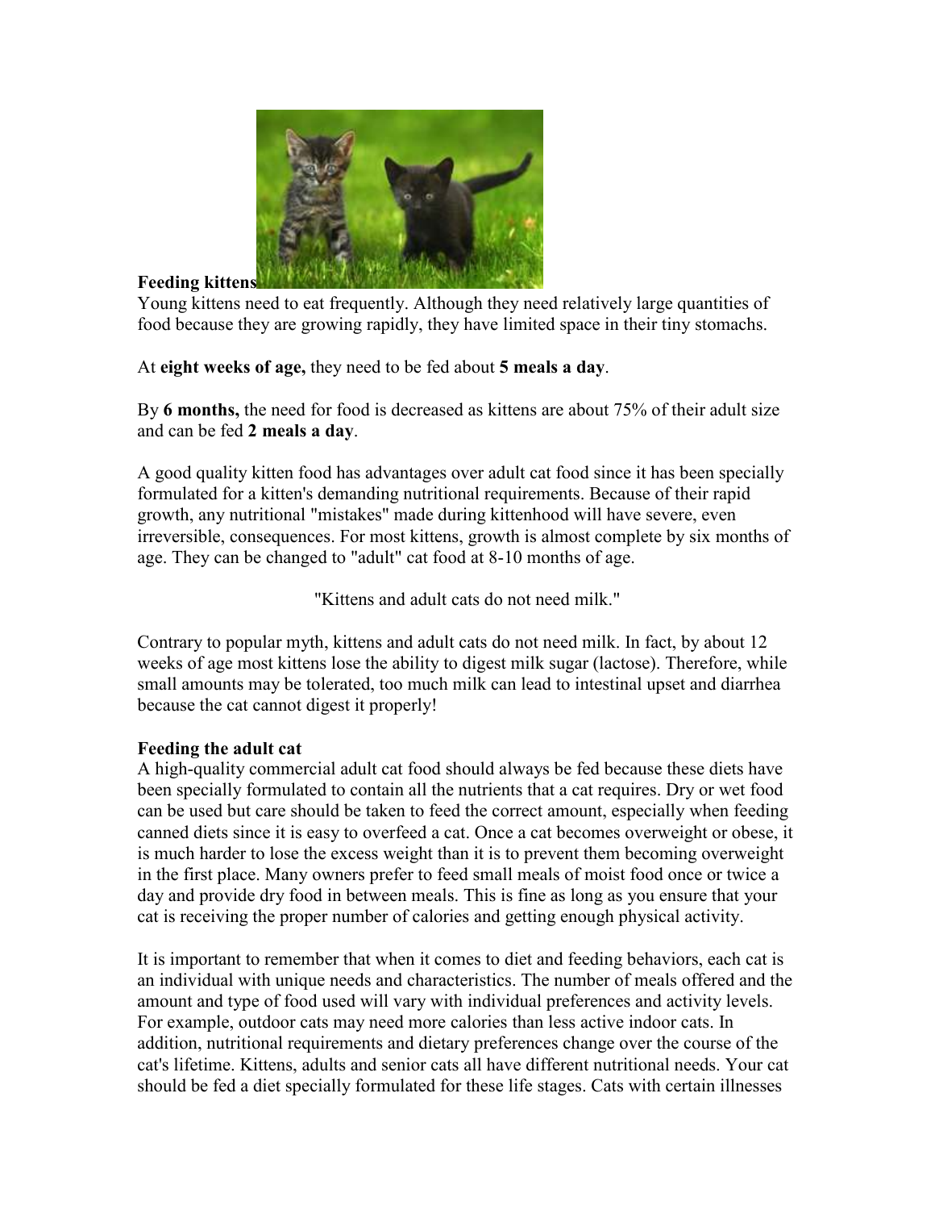**Feeding kittens**

Young kittens need to eat frequently. Although they need relatively large quantities of food because they are growing rapidly, they have limited space in their tiny stomachs.

At **eight weeks of age,** they need to be fed about **5 meals a day**.

By **6 months,** the need for food is decreased as kittens are about 75% of their adult size and can be fed **2 meals a day**.

A good quality kitten food has advantages over adult cat food since it has been specially formulated for a kitten's demanding nutritional requirements. Because of their rapid growth, any nutritional "mistakes" made during kittenhood will have severe, even irreversible, consequences. For most kittens, growth is almost complete by six months of age. They can be changed to "adult" cat food at 8-10 months of age.

"Kittens and adult cats do not need milk."

Contrary to popular myth, kittens and adult cats do not need milk. In fact, by about 12 weeks of age most kittens lose the ability to digest milk sugar (lactose). Therefore, while small amounts may be tolerated, too much milk can lead to intestinal upset and diarrhea because the cat cannot digest it properly!

**Feeding the adult cat**

A high-quality commercial adult cat food should always be fed because these diets have been specially formulated to contain all the nutrients that a cat requires. Dry or wet food can be used but care should be taken to feed the correct amount, especially when feeding canned diets since it is easy to overfeed a cat. Once a cat becomes overweight or obese, it is much harder to lose the excess weight than it is to prevent them becoming overweight in the first place. Many owners prefer to feed small meals of moist food once or twice a day and provide dry food in between meals. This is fine as long as you ensure that your cat is receiving the proper number of calories and getting enough physical activity.

It is important to remember that when it comes to diet and feeding behaviors, each cat is an individual with unique needs and characteristics. The number of meals offered and the amount and type of food used will vary with individual preferences and activity levels. For example, outdoor cats may need more calories than less active indoor cats. In addition, nutritional requirements and dietary preferences change over the course of the cat's lifetime. Kittens, adults and senior cats all have different nutritional needs. Your cat should be fed a diet specially formulated for these life stages. Cats with certain illnesses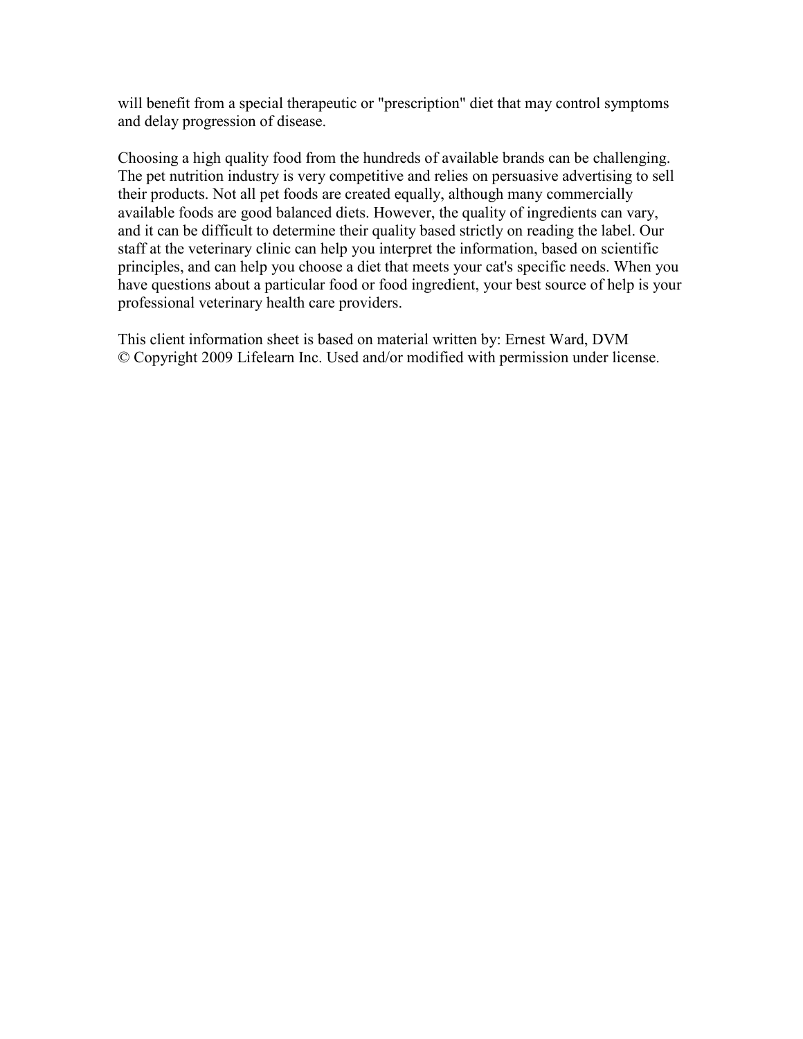will benefit from a special therapeutic or "prescription" diet that may control symptoms and delay progression of disease.

Choosing a high quality food from the hundreds of available brands can be challenging. The pet nutrition industry is very competitive and relies on persuasive advertising to sell their products. Not all pet foods are created equally, although many commercially available foods are good balanced diets. However, the quality of ingredients can vary, and it can be difficult to determine their quality based strictly on reading the label. Our staff at the veterinary clinic can help you interpret the information, based on scientific principles, and can help you choose a diet that meets your cat's specific needs. When you have questions about a particular food or food ingredient, your best source of help is your professional veterinary health care providers.

This client information sheet is based on material written by: Ernest Ward, DVM
© Copyright 2009 Lifelearn Inc. Used and/or modified with permission under license.